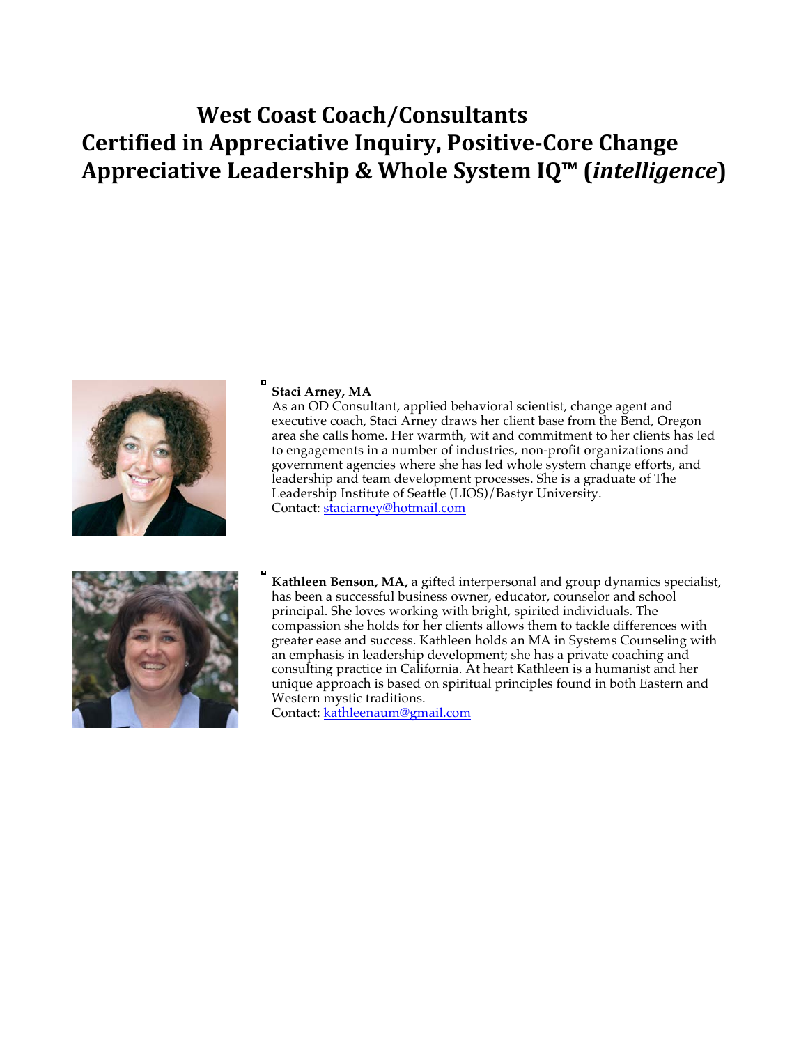# West Coast Coach/Consultants
# Certified in Appreciative Inquiry, Positive-Core Change Appreciative Leadership & Whole System IQ™ (*intelligence*)

- **Staci Arney, MA**
  As an OD Consultant, applied behavioral scientist, change agent and executive coach, Staci Arney draws her client base from the Bend, Oregon area she calls home. Her warmth, wit and commitment to her clients has led to engagements in a number of industries, non-profit organizations and government agencies where she has led whole system change efforts, and leadership and team development processes. She is a graduate of The Leadership Institute of Seattle (LIOS)/Bastyr University.
  Contact: staciarney@hotmail.com

- **Kathleen Benson, MA,** a gifted interpersonal and group dynamics specialist, has been a successful business owner, educator, counselor and school principal. She loves working with bright, spirited individuals. The compassion she holds for her clients allows them to tackle differences with greater ease and success. Kathleen holds an MA in Systems Counseling with an emphasis in leadership development; she has a private coaching and consulting practice in California. At heart Kathleen is a humanist and her unique approach is based on spiritual principles found in both Eastern and Western mystic traditions.
  Contact: kathleenaum@gmail.com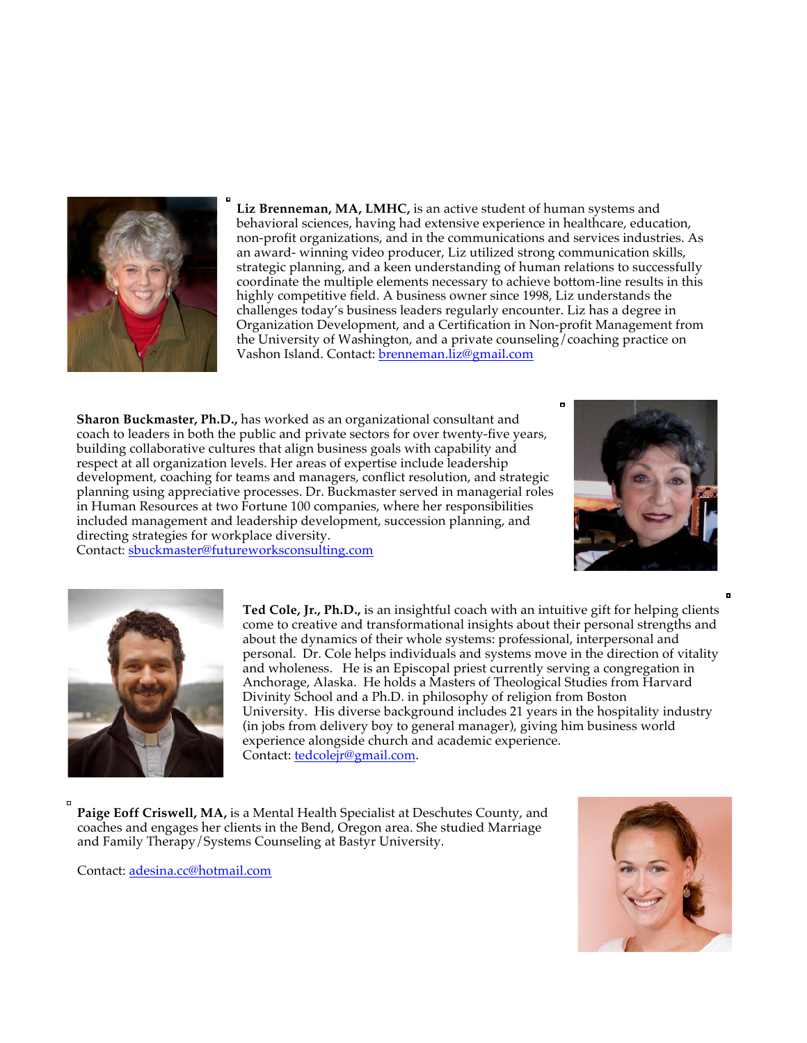**Liz Brenneman, MA, LMHC,** is an active student of human systems and behavioral sciences, having had extensive experience in healthcare, education, non-profit organizations, and in the communications and services industries. As an award- winning video producer, Liz utilized strong communication skills, strategic planning, and a keen understanding of human relations to successfully coordinate the multiple elements necessary to achieve bottom-line results in this highly competitive field. A business owner since 1998, Liz understands the challenges today's business leaders regularly encounter. Liz has a degree in Organization Development, and a Certification in Non-profit Management from the University of Washington, and a private counseling/coaching practice on Vashon Island. Contact: brenneman.liz@gmail.com

**Sharon Buckmaster, Ph.D.,** has worked as an organizational consultant and coach to leaders in both the public and private sectors for over twenty-five years, building collaborative cultures that align business goals with capability and respect at all organization levels. Her areas of expertise include leadership development, coaching for teams and managers, conflict resolution, and strategic planning using appreciative processes. Dr. Buckmaster served in managerial roles in Human Resources at two Fortune 100 companies, where her responsibilities included management and leadership development, succession planning, and directing strategies for workplace diversity.
Contact: sbuckmaster@futureworksconsulting.com

**Ted Cole, Jr., Ph.D.,** is an insightful coach with an intuitive gift for helping clients come to creative and transformational insights about their personal strengths and about the dynamics of their whole systems: professional, interpersonal and personal. Dr. Cole helps individuals and systems move in the direction of vitality and wholeness. He is an Episcopal priest currently serving a congregation in Anchorage, Alaska. He holds a Masters of Theological Studies from Harvard Divinity School and a Ph.D. in philosophy of religion from Boston University. His diverse background includes 21 years in the hospitality industry (in jobs from delivery boy to general manager), giving him business world experience alongside church and academic experience.
Contact: tedcolejr@gmail.com.

**Paige Eoff Criswell, MA,** is a Mental Health Specialist at Deschutes County, and coaches and engages her clients in the Bend, Oregon area. She studied Marriage and Family Therapy/Systems Counseling at Bastyr University.

Contact: adesina.cc@hotmail.com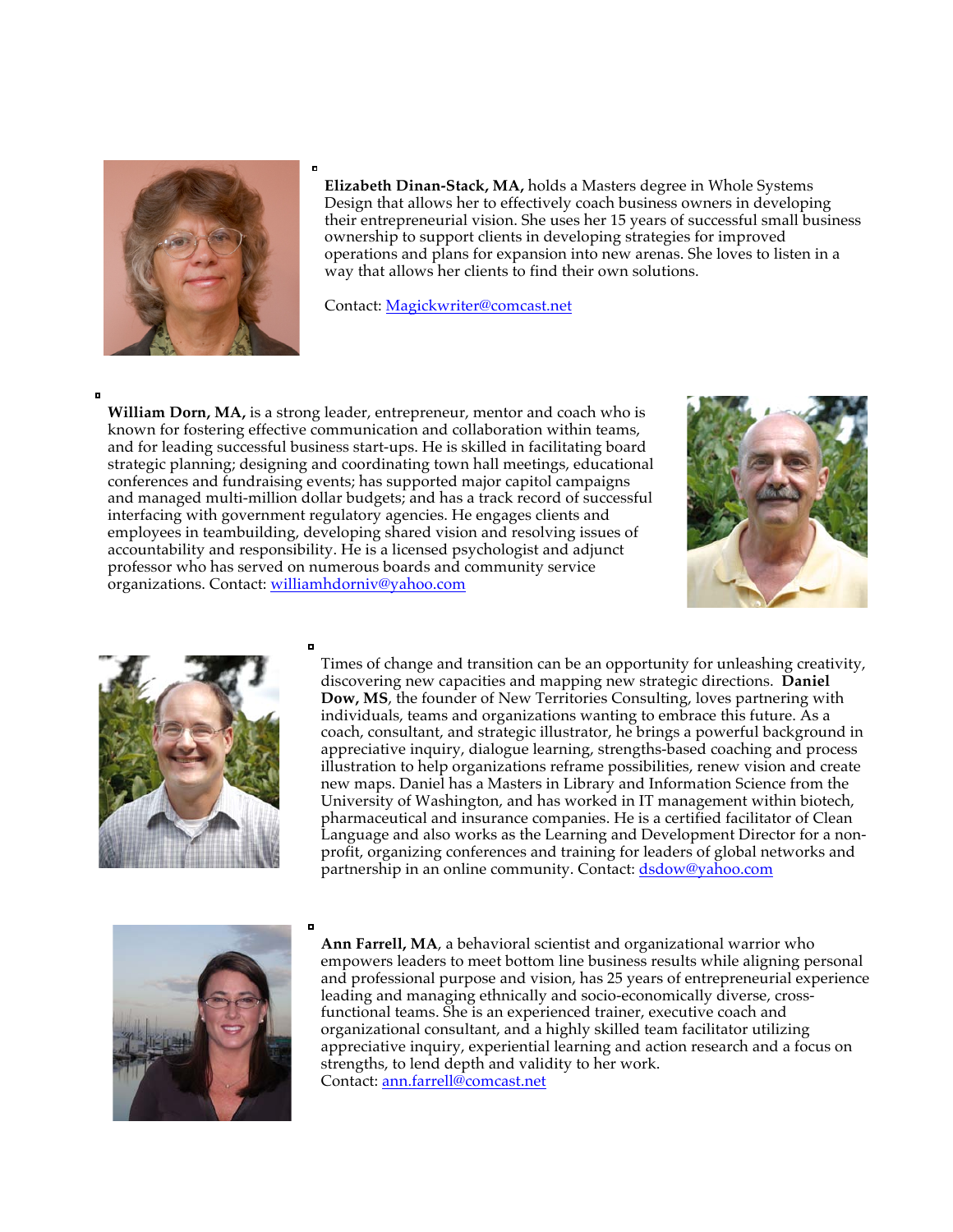**Elizabeth Dinan-Stack, MA,** holds a Masters degree in Whole Systems Design that allows her to effectively coach business owners in developing their entrepreneurial vision. She uses her 15 years of successful small business ownership to support clients in developing strategies for improved operations and plans for expansion into new arenas. She loves to listen in a way that allows her clients to find their own solutions.

Contact: Magickwriter@comcast.net

**William Dorn, MA,** is a strong leader, entrepreneur, mentor and coach who is known for fostering effective communication and collaboration within teams, and for leading successful business start-ups. He is skilled in facilitating board strategic planning; designing and coordinating town hall meetings, educational conferences and fundraising events; has supported major capitol campaigns and managed multi-million dollar budgets; and has a track record of successful interfacing with government regulatory agencies. He engages clients and employees in teambuilding, developing shared vision and resolving issues of accountability and responsibility. He is a licensed psychologist and adjunct professor who has served on numerous boards and community service organizations. Contact: williamhdorniv@yahoo.com

Times of change and transition can be an opportunity for unleashing creativity, discovering new capacities and mapping new strategic directions. **Daniel Dow, MS**, the founder of New Territories Consulting, loves partnering with individuals, teams and organizations wanting to embrace this future. As a coach, consultant, and strategic illustrator, he brings a powerful background in appreciative inquiry, dialogue learning, strengths-based coaching and process illustration to help organizations reframe possibilities, renew vision and create new maps. Daniel has a Masters in Library and Information Science from the University of Washington, and has worked in IT management within biotech, pharmaceutical and insurance companies. He is a certified facilitator of Clean Language and also works as the Learning and Development Director for a non-profit, organizing conferences and training for leaders of global networks and partnership in an online community. Contact: dsdow@yahoo.com

**Ann Farrell, MA**, a behavioral scientist and organizational warrior who empowers leaders to meet bottom line business results while aligning personal and professional purpose and vision, has 25 years of entrepreneurial experience leading and managing ethnically and socio-economically diverse, cross-functional teams. She is an experienced trainer, executive coach and organizational consultant, and a highly skilled team facilitator utilizing appreciative inquiry, experiential learning and action research and a focus on strengths, to lend depth and validity to her work.
Contact: ann.farrell@comcast.net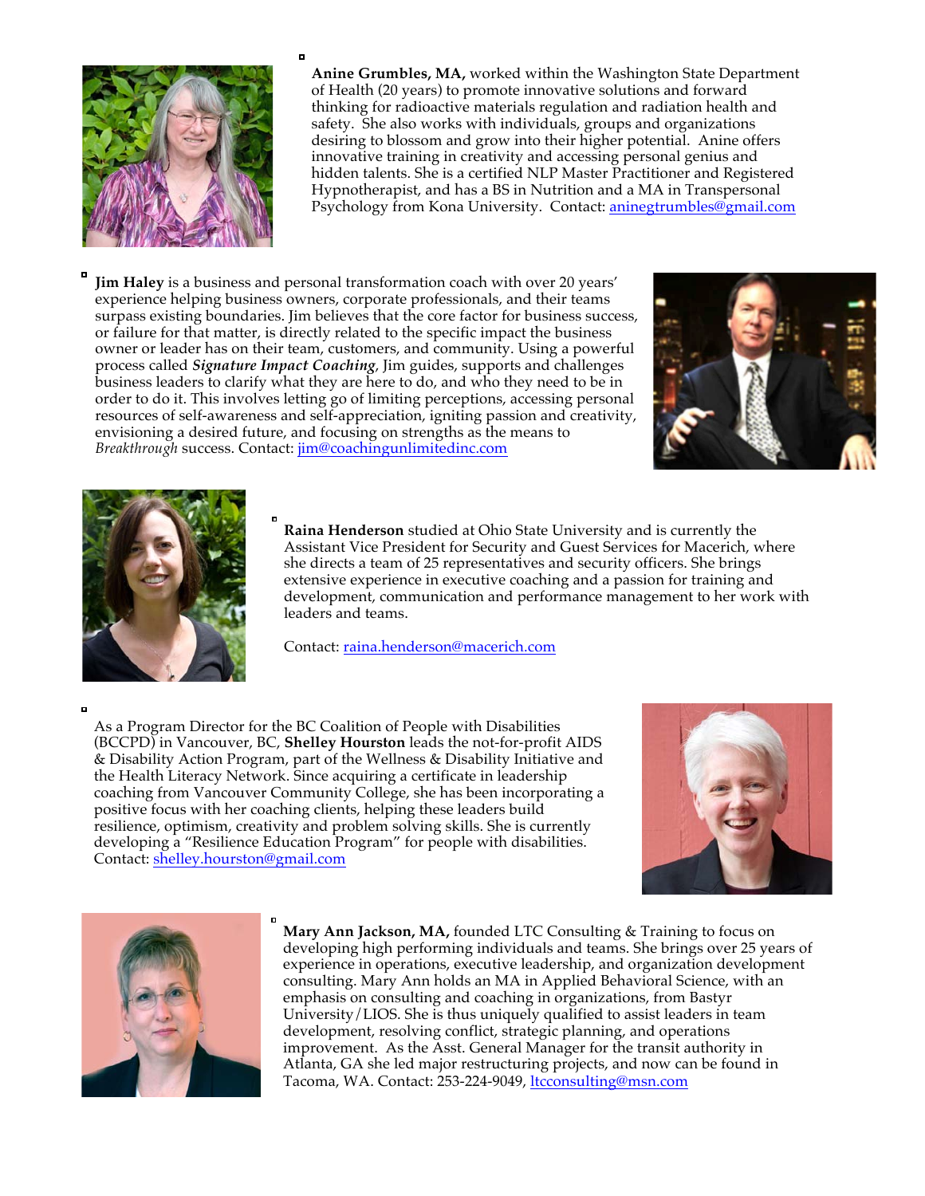**Anine Grumbles, MA,** worked within the Washington State Department of Health (20 years) to promote innovative solutions and forward thinking for radioactive materials regulation and radiation health and safety. She also works with individuals, groups and organizations desiring to blossom and grow into their higher potential. Anine offers innovative training in creativity and accessing personal genius and hidden talents. She is a certified NLP Master Practitioner and Registered Hypnotherapist, and has a BS in Nutrition and a MA in Transpersonal Psychology from Kona University. Contact: aninegtrumbles@gmail.com

**Jim Haley** is a business and personal transformation coach with over 20 years' experience helping business owners, corporate professionals, and their teams surpass existing boundaries. Jim believes that the core factor for business success, or failure for that matter, is directly related to the specific impact the business owner or leader has on their team, customers, and community. Using a powerful process called ***Signature Impact Coaching***, Jim guides, supports and challenges business leaders to clarify what they are here to do, and who they need to be in order to do it. This involves letting go of limiting perceptions, accessing personal resources of self-awareness and self-appreciation, igniting passion and creativity, envisioning a desired future, and focusing on strengths as the means to *Breakthrough* success. Contact: jim@coachingunlimitedinc.com

**Raina Henderson** studied at Ohio State University and is currently the Assistant Vice President for Security and Guest Services for Macerich, where she directs a team of 25 representatives and security officers. She brings extensive experience in executive coaching and a passion for training and development, communication and performance management to her work with leaders and teams.

Contact: raina.henderson@macerich.com

As a Program Director for the BC Coalition of People with Disabilities (BCCPD) in Vancouver, BC, **Shelley Hourston** leads the not-for-profit AIDS & Disability Action Program, part of the Wellness & Disability Initiative and the Health Literacy Network. Since acquiring a certificate in leadership coaching from Vancouver Community College, she has been incorporating a positive focus with her coaching clients, helping these leaders build resilience, optimism, creativity and problem solving skills. She is currently developing a "Resilience Education Program" for people with disabilities. Contact: shelley.hourston@gmail.com

**Mary Ann Jackson, MA,** founded LTC Consulting & Training to focus on developing high performing individuals and teams. She brings over 25 years of experience in operations, executive leadership, and organization development consulting. Mary Ann holds an MA in Applied Behavioral Science, with an emphasis on consulting and coaching in organizations, from Bastyr University/LIOS. She is thus uniquely qualified to assist leaders in team development, resolving conflict, strategic planning, and operations improvement. As the Asst. General Manager for the transit authority in Atlanta, GA she led major restructuring projects, and now can be found in Tacoma, WA. Contact: 253-224-9049, ltcconsulting@msn.com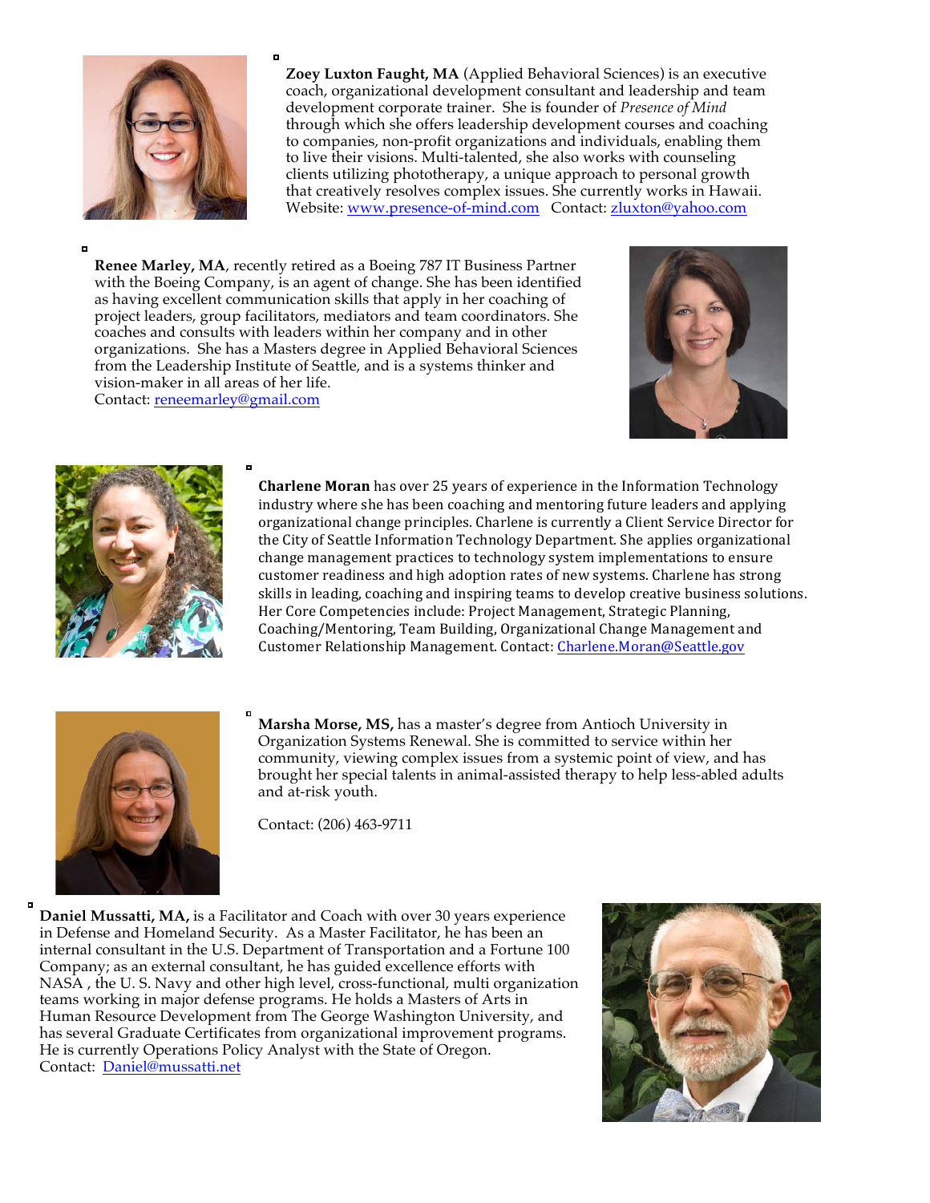**Zoey Luxton Faught, MA** (Applied Behavioral Sciences) is an executive coach, organizational development consultant and leadership and team development corporate trainer. She is founder of *Presence of Mind* through which she offers leadership development courses and coaching to companies, non-profit organizations and individuals, enabling them to live their visions. Multi-talented, she also works with counseling clients utilizing phototherapy, a unique approach to personal growth that creatively resolves complex issues. She currently works in Hawaii. Website: www.presence-of-mind.com Contact: zluxton@yahoo.com

**Renee Marley, MA**, recently retired as a Boeing 787 IT Business Partner with the Boeing Company, is an agent of change. She has been identified as having excellent communication skills that apply in her coaching of project leaders, group facilitators, mediators and team coordinators. She coaches and consults with leaders within her company and in other organizations. She has a Masters degree in Applied Behavioral Sciences from the Leadership Institute of Seattle, and is a systems thinker and vision-maker in all areas of her life.
Contact: reneemarley@gmail.com

**Charlene Moran** has over 25 years of experience in the Information Technology industry where she has been coaching and mentoring future leaders and applying organizational change principles. Charlene is currently a Client Service Director for the City of Seattle Information Technology Department. She applies organizational change management practices to technology system implementations to ensure customer readiness and high adoption rates of new systems. Charlene has strong skills in leading, coaching and inspiring teams to develop creative business solutions. Her Core Competencies include: Project Management, Strategic Planning, Coaching/Mentoring, Team Building, Organizational Change Management and Customer Relationship Management. Contact: Charlene.Moran@Seattle.gov

**Marsha Morse, MS,** has a master's degree from Antioch University in Organization Systems Renewal. She is committed to service within her community, viewing complex issues from a systemic point of view, and has brought her special talents in animal-assisted therapy to help less-abled adults and at-risk youth.

Contact: (206) 463-9711

**Daniel Mussatti, MA,** is a Facilitator and Coach with over 30 years experience in Defense and Homeland Security. As a Master Facilitator, he has been an internal consultant in the U.S. Department of Transportation and a Fortune 100 Company; as an external consultant, he has guided excellence efforts with NASA , the U. S. Navy and other high level, cross-functional, multi organization teams working in major defense programs. He holds a Masters of Arts in Human Resource Development from The George Washington University, and has several Graduate Certificates from organizational improvement programs. He is currently Operations Policy Analyst with the State of Oregon.
Contact: Daniel@mussatti.net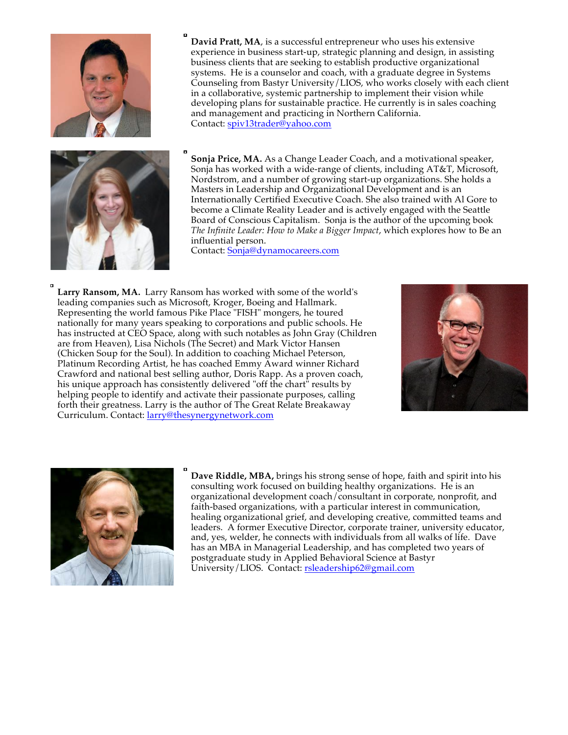- **David Pratt, MA**, is a successful entrepreneur who uses his extensive experience in business start-up, strategic planning and design, in assisting business clients that are seeking to establish productive organizational systems. He is a counselor and coach, with a graduate degree in Systems Counseling from Bastyr University/LIOS, who works closely with each client in a collaborative, systemic partnership to implement their vision while developing plans for sustainable practice. He currently is in sales coaching and management and practicing in Northern California.
  Contact: spiv13trader@yahoo.com

- **Sonja Price, MA.** As a Change Leader Coach, and a motivational speaker, Sonja has worked with a wide-range of clients, including AT&T, Microsoft, Nordstrom, and a number of growing start-up organizations. She holds a Masters in Leadership and Organizational Development and is an Internationally Certified Executive Coach. She also trained with Al Gore to become a Climate Reality Leader and is actively engaged with the Seattle Board of Conscious Capitalism. Sonja is the author of the upcoming book *The Infinite Leader: How to Make a Bigger Impact*, which explores how to Be an influential person.
  Contact: Sonja@dynamocareers.com

- **Larry Ransom, MA.** Larry Ransom has worked with some of the world's leading companies such as Microsoft, Kroger, Boeing and Hallmark. Representing the world famous Pike Place "FISH" mongers, he toured nationally for many years speaking to corporations and public schools. He has instructed at CEO Space, along with such notables as John Gray (Children are from Heaven), Lisa Nichols (The Secret) and Mark Victor Hansen (Chicken Soup for the Soul). In addition to coaching Michael Peterson, Platinum Recording Artist, he has coached Emmy Award winner Richard Crawford and national best selling author, Doris Rapp. As a proven coach, his unique approach has consistently delivered "off the chart" results by helping people to identify and activate their passionate purposes, calling forth their greatness. Larry is the author of The Great Relate Breakaway Curriculum. Contact: larry@thesynergynetwork.com

- **Dave Riddle, MBA,** brings his strong sense of hope, faith and spirit into his consulting work focused on building healthy organizations. He is an organizational development coach/consultant in corporate, nonprofit, and faith-based organizations, with a particular interest in communication, healing organizational grief, and developing creative, committed teams and leaders. A former Executive Director, corporate trainer, university educator, and, yes, welder, he connects with individuals from all walks of life. Dave has an MBA in Managerial Leadership, and has completed two years of postgraduate study in Applied Behavioral Science at Bastyr University/LIOS. Contact: rsleadership62@gmail.com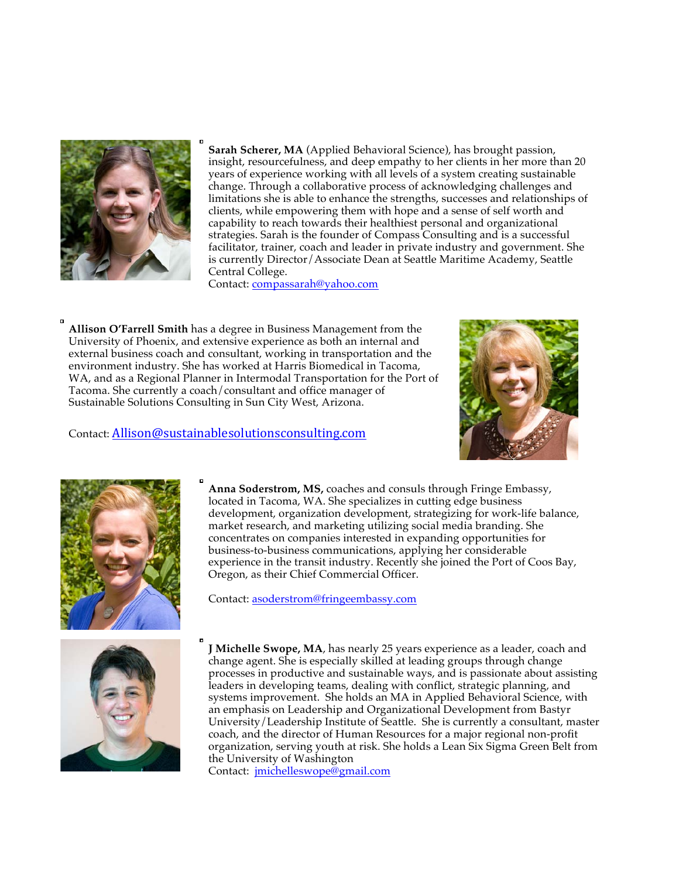**Sarah Scherer, MA** (Applied Behavioral Science), has brought passion, insight, resourcefulness, and deep empathy to her clients in her more than 20 years of experience working with all levels of a system creating sustainable change. Through a collaborative process of acknowledging challenges and limitations she is able to enhance the strengths, successes and relationships of clients, while empowering them with hope and a sense of self worth and capability to reach towards their healthiest personal and organizational strategies. Sarah is the founder of Compass Consulting and is a successful facilitator, trainer, coach and leader in private industry and government. She is currently Director/Associate Dean at Seattle Maritime Academy, Seattle Central College.
Contact: compassarah@yahoo.com

**Allison O'Farrell Smith** has a degree in Business Management from the University of Phoenix, and extensive experience as both an internal and external business coach and consultant, working in transportation and the environment industry. She has worked at Harris Biomedical in Tacoma, WA, and as a Regional Planner in Intermodal Transportation for the Port of Tacoma. She currently a coach/consultant and office manager of Sustainable Solutions Consulting in Sun City West, Arizona.

Contact: Allison@sustainablesolutionsconsulting.com

**Anna Soderstrom, MS,** coaches and consuls through Fringe Embassy, located in Tacoma, WA. She specializes in cutting edge business development, organization development, strategizing for work-life balance, market research, and marketing utilizing social media branding. She concentrates on companies interested in expanding opportunities for business-to-business communications, applying her considerable experience in the transit industry. Recently she joined the Port of Coos Bay, Oregon, as their Chief Commercial Officer.

Contact: asoderstrom@fringeembassy.com

**J Michelle Swope, MA**, has nearly 25 years experience as a leader, coach and change agent. She is especially skilled at leading groups through change processes in productive and sustainable ways, and is passionate about assisting leaders in developing teams, dealing with conflict, strategic planning, and systems improvement. She holds an MA in Applied Behavioral Science, with an emphasis on Leadership and Organizational Development from Bastyr University/Leadership Institute of Seattle. She is currently a consultant, master coach, and the director of Human Resources for a major regional non-profit organization, serving youth at risk. She holds a Lean Six Sigma Green Belt from the University of Washington
Contact: jmichelleswope@gmail.com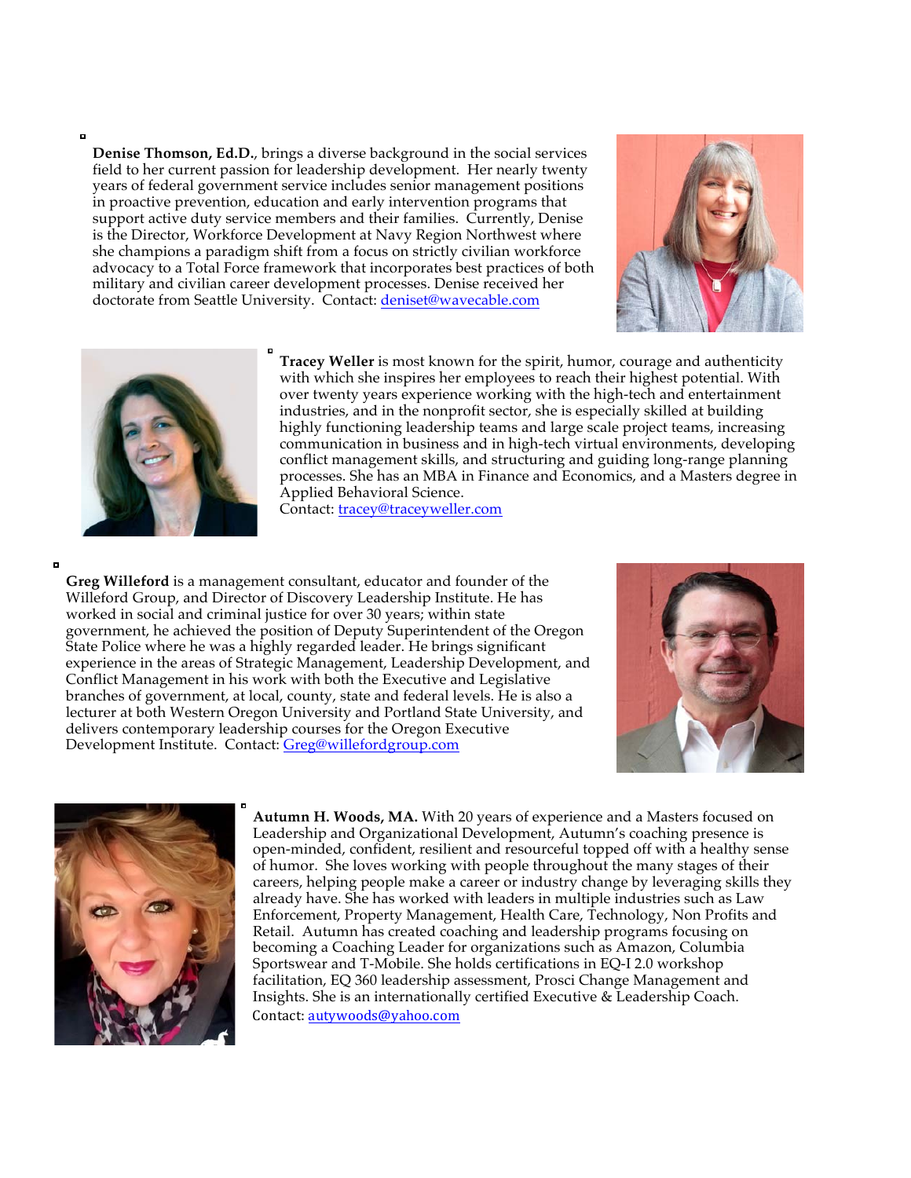**Denise Thomson, Ed.D.**, brings a diverse background in the social services field to her current passion for leadership development. Her nearly twenty years of federal government service includes senior management positions in proactive prevention, education and early intervention programs that support active duty service members and their families. Currently, Denise is the Director, Workforce Development at Navy Region Northwest where she champions a paradigm shift from a focus on strictly civilian workforce advocacy to a Total Force framework that incorporates best practices of both military and civilian career development processes. Denise received her doctorate from Seattle University. Contact: [deniset@wavecable.com](mailto:deniset@wavecable.com)

**Tracey Weller** is most known for the spirit, humor, courage and authenticity with which she inspires her employees to reach their highest potential. With over twenty years experience working with the high-tech and entertainment industries, and in the nonprofit sector, she is especially skilled at building highly functioning leadership teams and large scale project teams, increasing communication in business and in high-tech virtual environments, developing conflict management skills, and structuring and guiding long-range planning processes. She has an MBA in Finance and Economics, and a Masters degree in Applied Behavioral Science.
Contact: [tracey@traceyweller.com](mailto:tracey@traceyweller.com)

**Greg Willeford** is a management consultant, educator and founder of the Willeford Group, and Director of Discovery Leadership Institute. He has worked in social and criminal justice for over 30 years; within state government, he achieved the position of Deputy Superintendent of the Oregon State Police where he was a highly regarded leader. He brings significant experience in the areas of Strategic Management, Leadership Development, and Conflict Management in his work with both the Executive and Legislative branches of government, at local, county, state and federal levels. He is also a lecturer at both Western Oregon University and Portland State University, and delivers contemporary leadership courses for the Oregon Executive Development Institute. Contact: [Greg@willefordgroup.com](mailto:Greg@willefordgroup.com)

**Autumn H. Woods, MA.** With 20 years of experience and a Masters focused on Leadership and Organizational Development, Autumn's coaching presence is open-minded, confident, resilient and resourceful topped off with a healthy sense of humor. She loves working with people throughout the many stages of their careers, helping people make a career or industry change by leveraging skills they already have. She has worked with leaders in multiple industries such as Law Enforcement, Property Management, Health Care, Technology, Non Profits and Retail. Autumn has created coaching and leadership programs focusing on becoming a Coaching Leader for organizations such as Amazon, Columbia Sportswear and T-Mobile. She holds certifications in EQ-I 2.0 workshop facilitation, EQ 360 leadership assessment, Prosci Change Management and Insights. She is an internationally certified Executive & Leadership Coach.
Contact: [autywoods@yahoo.com](mailto:autywoods@yahoo.com)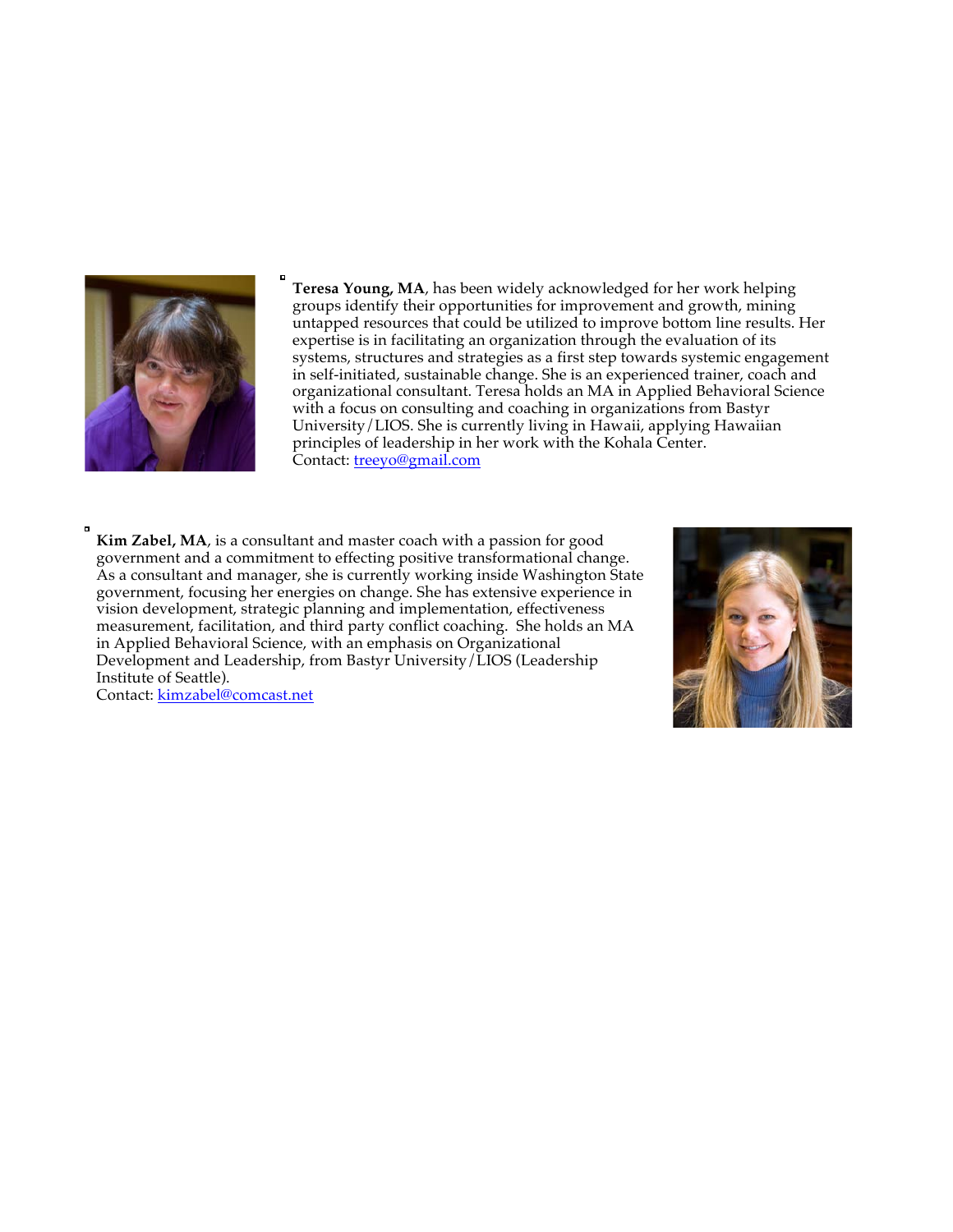**Teresa Young, MA**, has been widely acknowledged for her work helping groups identify their opportunities for improvement and growth, mining untapped resources that could be utilized to improve bottom line results. Her expertise is in facilitating an organization through the evaluation of its systems, structures and strategies as a first step towards systemic engagement in self-initiated, sustainable change. She is an experienced trainer, coach and organizational consultant. Teresa holds an MA in Applied Behavioral Science with a focus on consulting and coaching in organizations from Bastyr University/LIOS. She is currently living in Hawaii, applying Hawaiian principles of leadership in her work with the Kohala Center.
Contact: treeyo@gmail.com

**Kim Zabel, MA**, is a consultant and master coach with a passion for good government and a commitment to effecting positive transformational change. As a consultant and manager, she is currently working inside Washington State government, focusing her energies on change. She has extensive experience in vision development, strategic planning and implementation, effectiveness measurement, facilitation, and third party conflict coaching. She holds an MA in Applied Behavioral Science, with an emphasis on Organizational Development and Leadership, from Bastyr University/LIOS (Leadership Institute of Seattle).
Contact: kimzabel@comcast.net